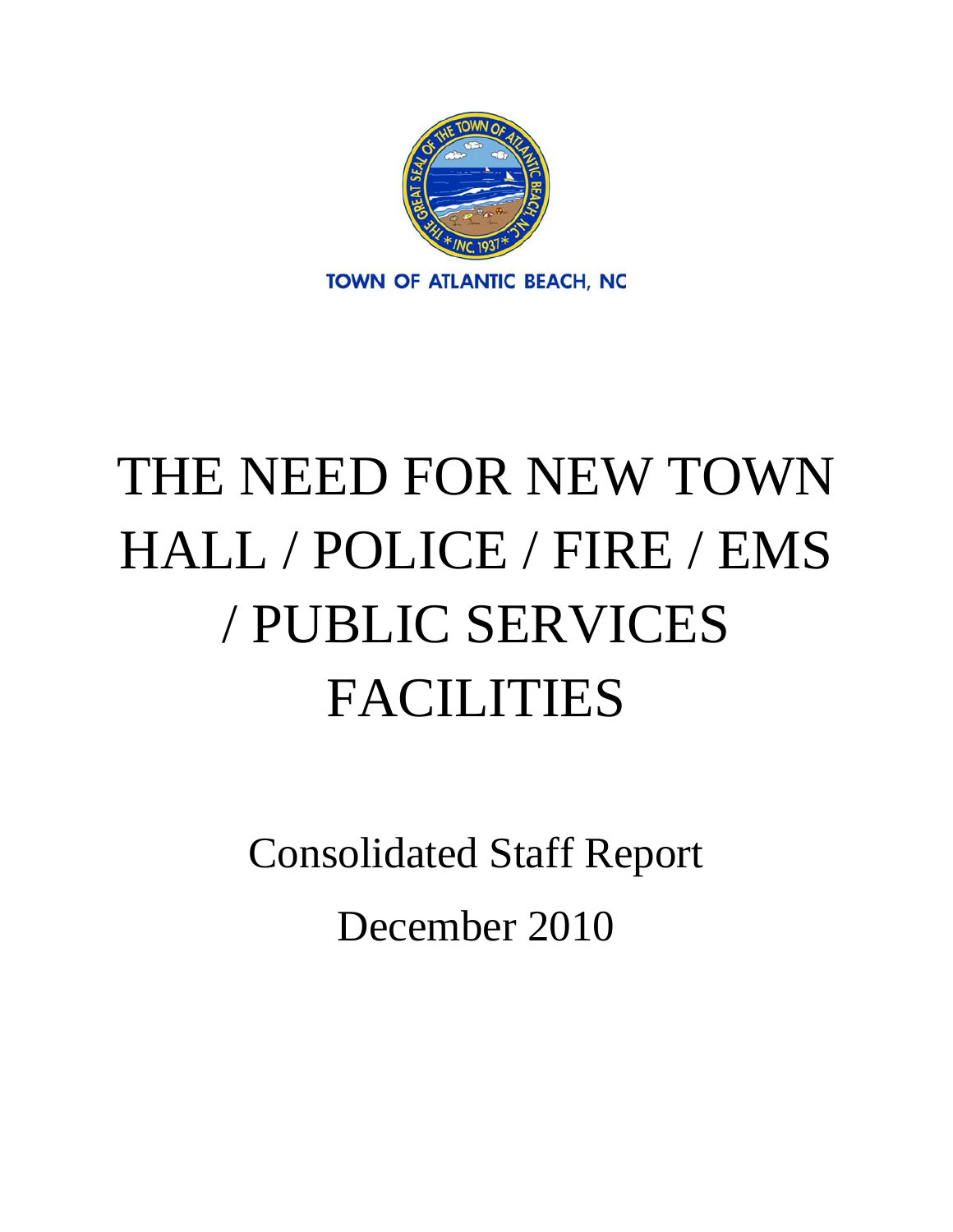TOWN OF ATLANTIC BEACH, NC

# THE NEED FOR NEW TOWN HALL / POLICE / FIRE / EMS / PUBLIC SERVICES FACILITIES

Consolidated Staff Report

December 2010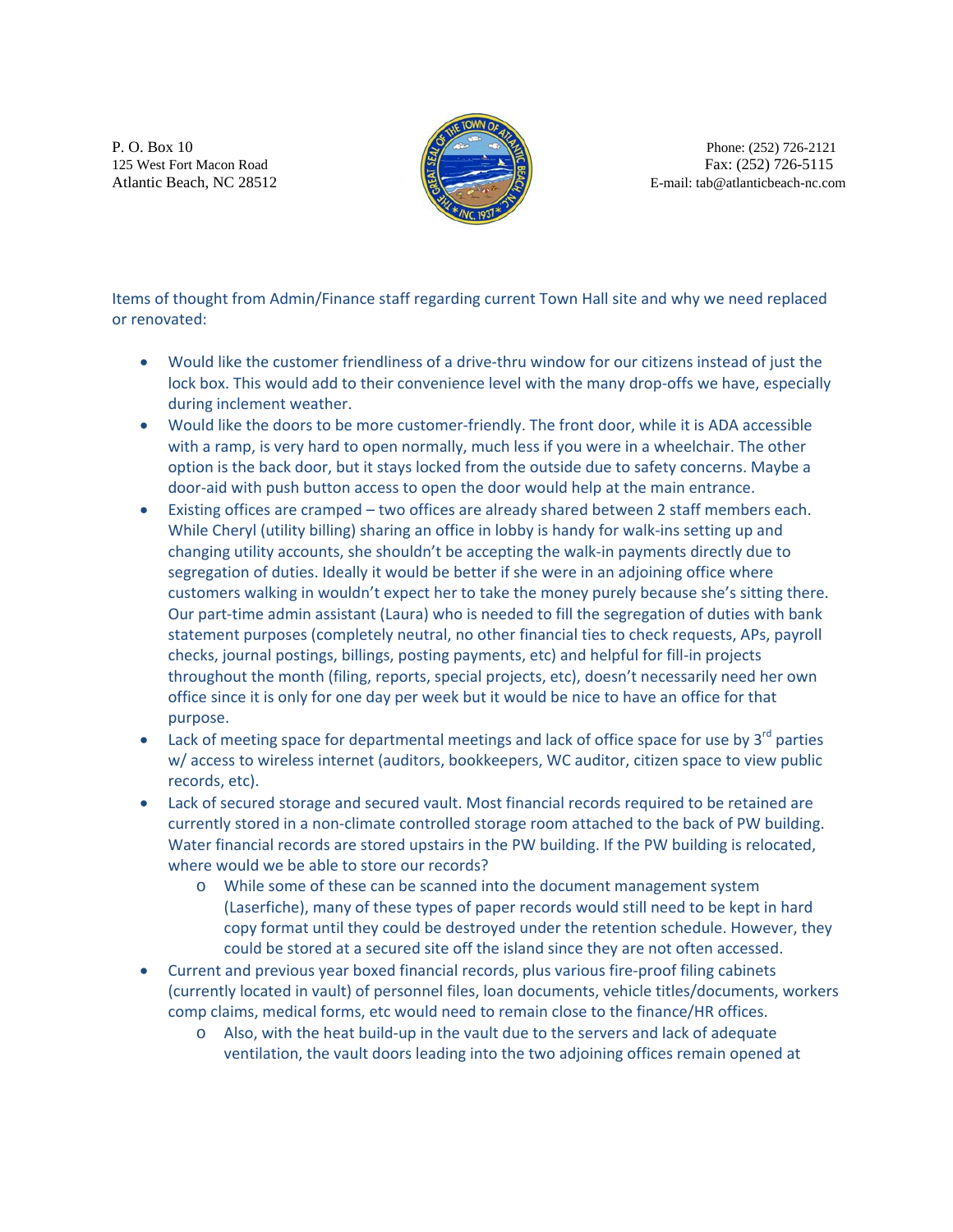P. O. Box 10
125 West Fort Macon Road
Atlantic Beach, NC 28512

Phone: (252) 726-2121
Fax: (252) 726-5115
E-mail: tab@atlanticbeach-nc.com

Items of thought from Admin/Finance staff regarding current Town Hall site and why we need replaced or renovated:

- Would like the customer friendliness of a drive-thru window for our citizens instead of just the lock box. This would add to their convenience level with the many drop-offs we have, especially during inclement weather.
- Would like the doors to be more customer-friendly. The front door, while it is ADA accessible with a ramp, is very hard to open normally, much less if you were in a wheelchair. The other option is the back door, but it stays locked from the outside due to safety concerns. Maybe a door-aid with push button access to open the door would help at the main entrance.
- Existing offices are cramped – two offices are already shared between 2 staff members each. While Cheryl (utility billing) sharing an office in lobby is handy for walk-ins setting up and changing utility accounts, she shouldn't be accepting the walk-in payments directly due to segregation of duties. Ideally it would be better if she were in an adjoining office where customers walking in wouldn't expect her to take the money purely because she's sitting there. Our part-time admin assistant (Laura) who is needed to fill the segregation of duties with bank statement purposes (completely neutral, no other financial ties to check requests, APs, payroll checks, journal postings, billings, posting payments, etc) and helpful for fill-in projects throughout the month (filing, reports, special projects, etc), doesn't necessarily need her own office since it is only for one day per week but it would be nice to have an office for that purpose.
- Lack of meeting space for departmental meetings and lack of office space for use by 3rd parties w/ access to wireless internet (auditors, bookkeepers, WC auditor, citizen space to view public records, etc).
- Lack of secured storage and secured vault. Most financial records required to be retained are currently stored in a non-climate controlled storage room attached to the back of PW building. Water financial records are stored upstairs in the PW building. If the PW building is relocated, where would we be able to store our records?
  - While some of these can be scanned into the document management system (Laserfiche), many of these types of paper records would still need to be kept in hard copy format until they could be destroyed under the retention schedule. However, they could be stored at a secured site off the island since they are not often accessed.
- Current and previous year boxed financial records, plus various fire-proof filing cabinets (currently located in vault) of personnel files, loan documents, vehicle titles/documents, workers comp claims, medical forms, etc would need to remain close to the finance/HR offices.
  - Also, with the heat build-up in the vault due to the servers and lack of adequate ventilation, the vault doors leading into the two adjoining offices remain opened at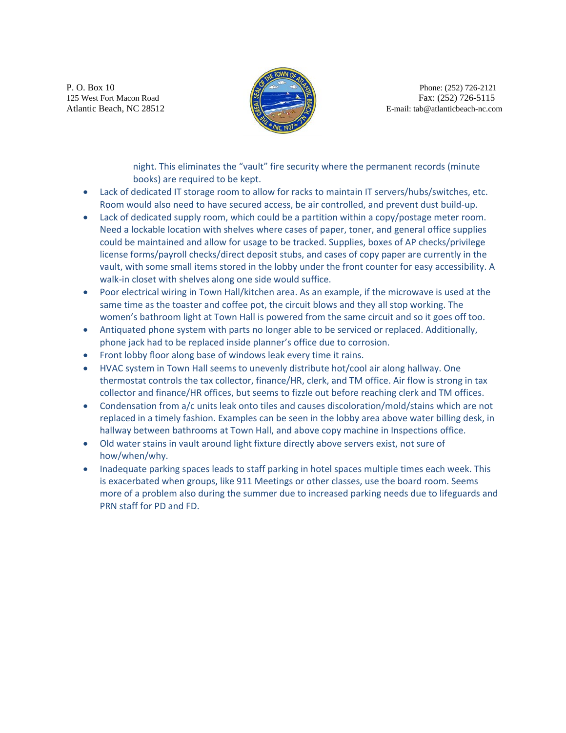night. This eliminates the "vault" fire security where the permanent records (minute books) are required to be kept.

- Lack of dedicated IT storage room to allow for racks to maintain IT servers/hubs/switches, etc. Room would also need to have secured access, be air controlled, and prevent dust build-up.
- Lack of dedicated supply room, which could be a partition within a copy/postage meter room. Need a lockable location with shelves where cases of paper, toner, and general office supplies could be maintained and allow for usage to be tracked. Supplies, boxes of AP checks/privilege license forms/payroll checks/direct deposit stubs, and cases of copy paper are currently in the vault, with some small items stored in the lobby under the front counter for easy accessibility. A walk-in closet with shelves along one side would suffice.
- Poor electrical wiring in Town Hall/kitchen area. As an example, if the microwave is used at the same time as the toaster and coffee pot, the circuit blows and they all stop working. The women's bathroom light at Town Hall is powered from the same circuit and so it goes off too.
- Antiquated phone system with parts no longer able to be serviced or replaced. Additionally, phone jack had to be replaced inside planner's office due to corrosion.
- Front lobby floor along base of windows leak every time it rains.
- HVAC system in Town Hall seems to unevenly distribute hot/cool air along hallway. One thermostat controls the tax collector, finance/HR, clerk, and TM office. Air flow is strong in tax collector and finance/HR offices, but seems to fizzle out before reaching clerk and TM offices.
- Condensation from a/c units leak onto tiles and causes discoloration/mold/stains which are not replaced in a timely fashion. Examples can be seen in the lobby area above water billing desk, in hallway between bathrooms at Town Hall, and above copy machine in Inspections office.
- Old water stains in vault around light fixture directly above servers exist, not sure of how/when/why.
- Inadequate parking spaces leads to staff parking in hotel spaces multiple times each week. This is exacerbated when groups, like 911 Meetings or other classes, use the board room. Seems more of a problem also during the summer due to increased parking needs due to lifeguards and PRN staff for PD and FD.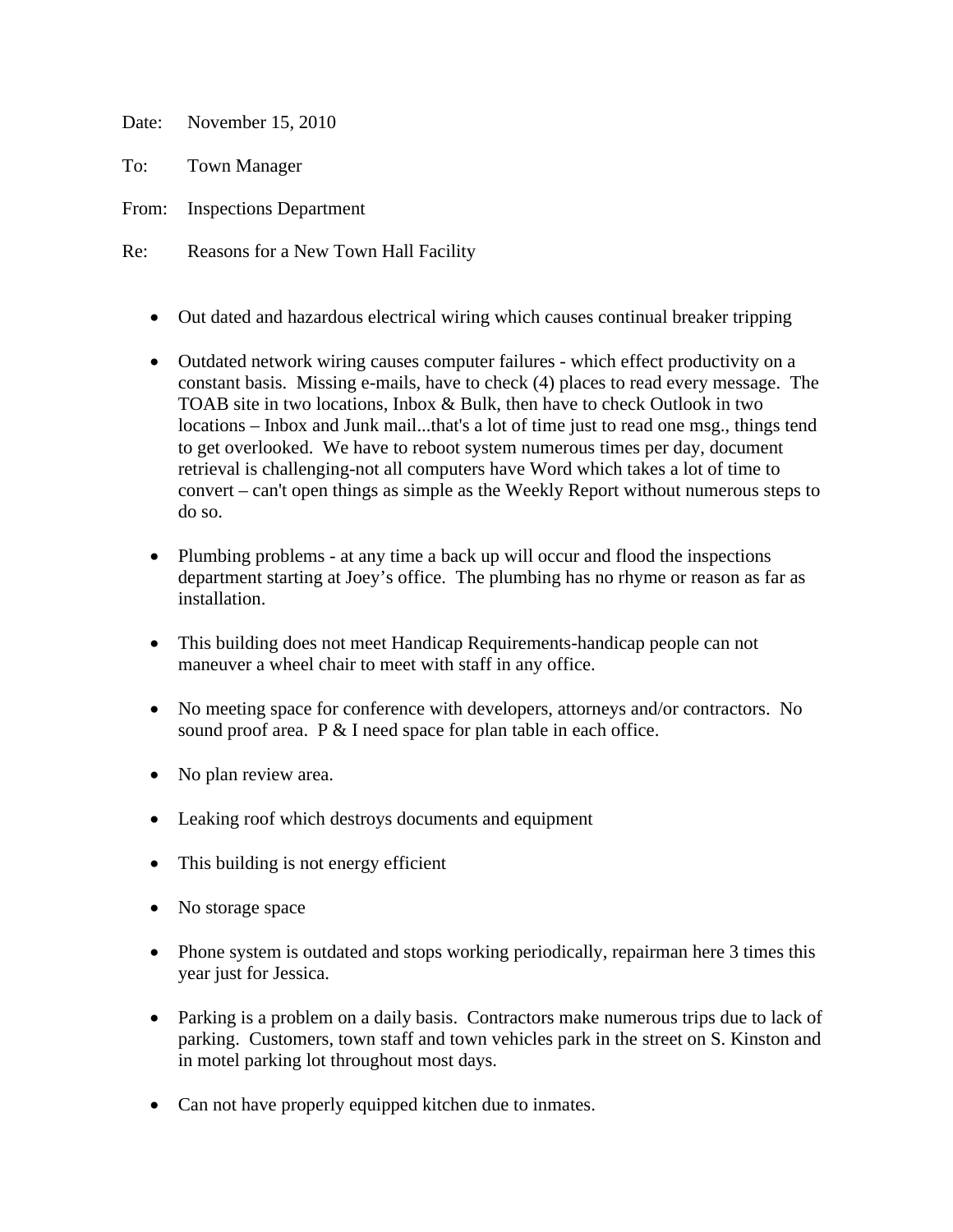Date: November 15, 2010

To: Town Manager

From: Inspections Department

Re: Reasons for a New Town Hall Facility

- Out dated and hazardous electrical wiring which causes continual breaker tripping
- Outdated network wiring causes computer failures - which effect productivity on a constant basis. Missing e-mails, have to check (4) places to read every message. The TOAB site in two locations, Inbox & Bulk, then have to check Outlook in two locations – Inbox and Junk mail...that's a lot of time just to read one msg., things tend to get overlooked. We have to reboot system numerous times per day, document retrieval is challenging-not all computers have Word which takes a lot of time to convert – can't open things as simple as the Weekly Report without numerous steps to do so.
- Plumbing problems - at any time a back up will occur and flood the inspections department starting at Joey's office. The plumbing has no rhyme or reason as far as installation.
- This building does not meet Handicap Requirements-handicap people can not maneuver a wheel chair to meet with staff in any office.
- No meeting space for conference with developers, attorneys and/or contractors. No sound proof area. P & I need space for plan table in each office.
- No plan review area.
- Leaking roof which destroys documents and equipment
- This building is not energy efficient
- No storage space
- Phone system is outdated and stops working periodically, repairman here 3 times this year just for Jessica.
- Parking is a problem on a daily basis. Contractors make numerous trips due to lack of parking. Customers, town staff and town vehicles park in the street on S. Kinston and in motel parking lot throughout most days.
- Can not have properly equipped kitchen due to inmates.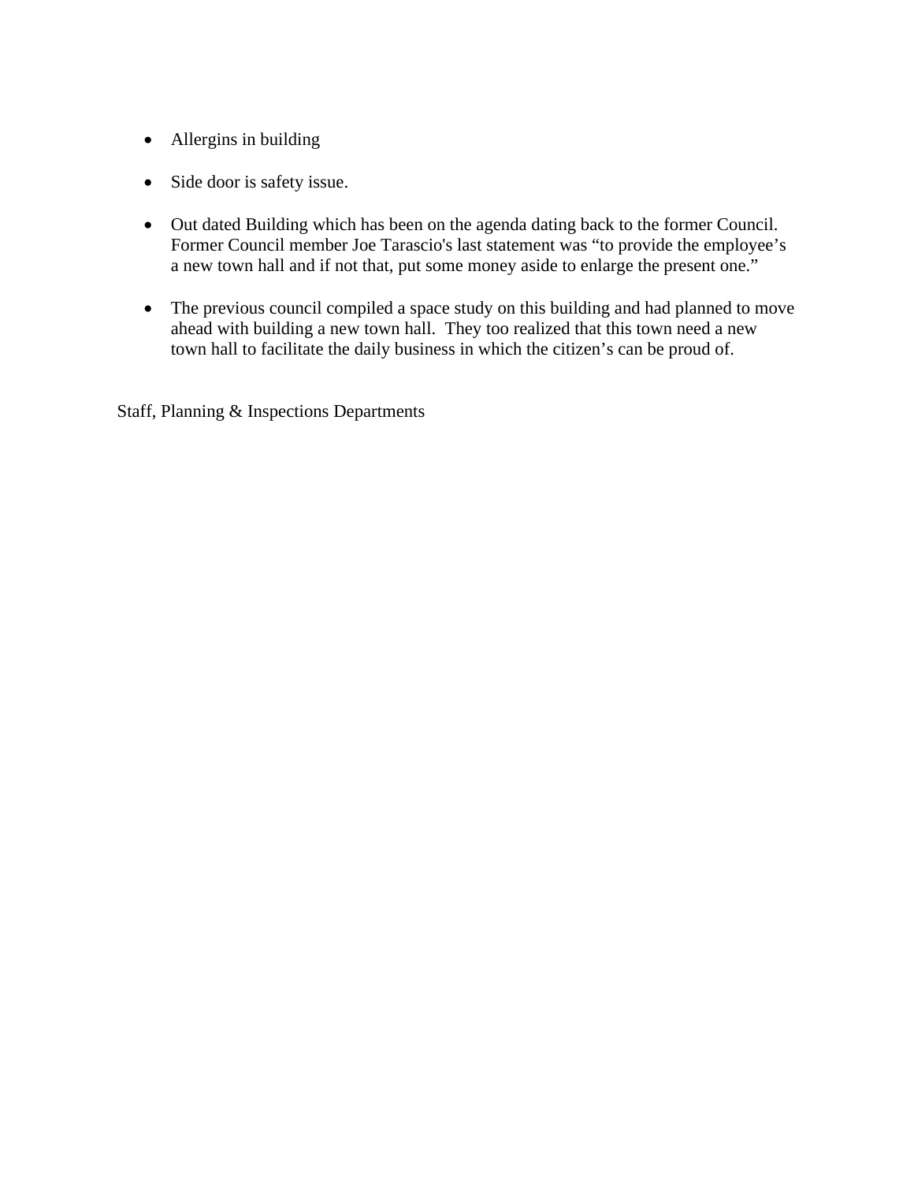- Allergins in building
- Side door is safety issue.
- Out dated Building which has been on the agenda dating back to the former Council. Former Council member Joe Tarascio's last statement was "to provide the employee's a new town hall and if not that, put some money aside to enlarge the present one."
- The previous council compiled a space study on this building and had planned to move ahead with building a new town hall. They too realized that this town need a new town hall to facilitate the daily business in which the citizen's can be proud of.

Staff, Planning & Inspections Departments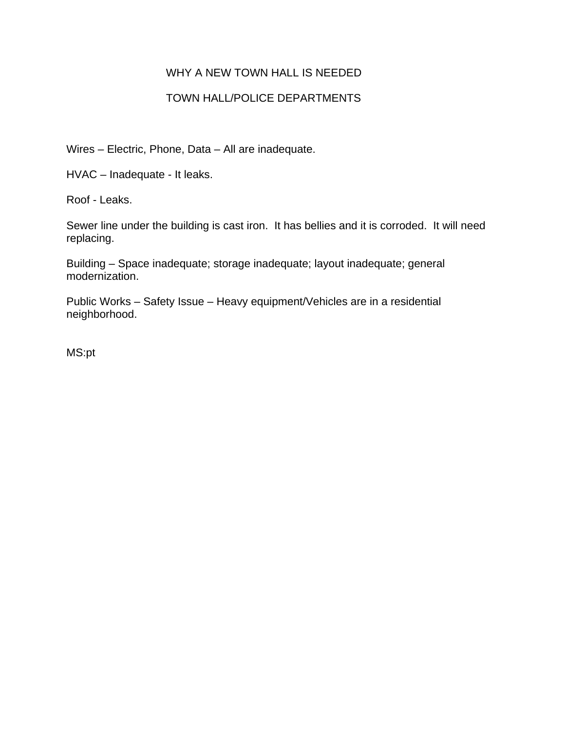# WHY A NEW TOWN HALL IS NEEDED

## TOWN HALL/POLICE DEPARTMENTS

Wires – Electric, Phone, Data – All are inadequate.

HVAC – Inadequate - It leaks.

Roof - Leaks.

Sewer line under the building is cast iron. It has bellies and it is corroded. It will need replacing.

Building – Space inadequate; storage inadequate; layout inadequate; general modernization.

Public Works – Safety Issue – Heavy equipment/Vehicles are in a residential neighborhood.

MS:pt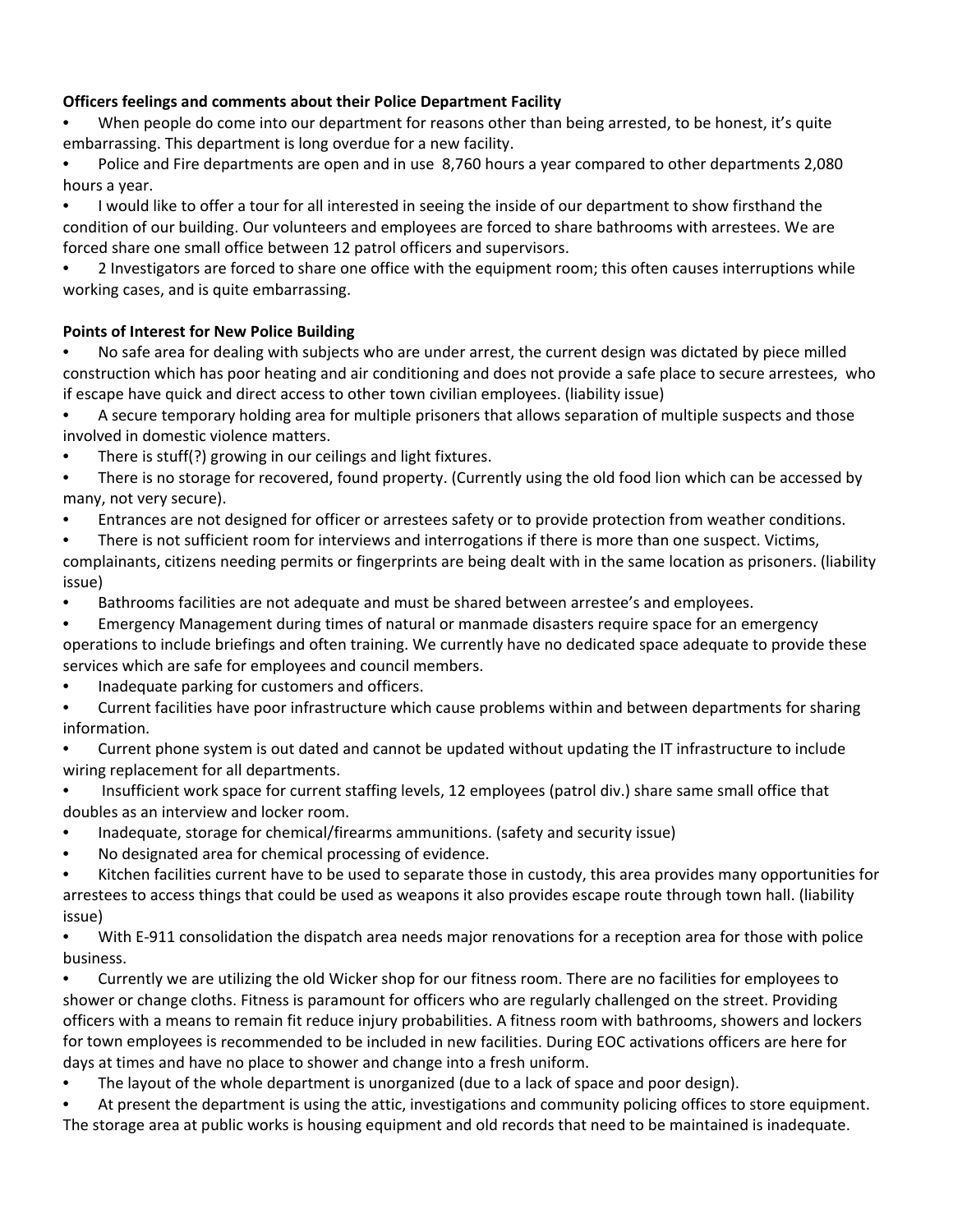**Officers feelings and comments about their Police Department Facility**

- When people do come into our department for reasons other than being arrested, to be honest, it's quite embarrassing. This department is long overdue for a new facility.
- Police and Fire departments are open and in use 8,760 hours a year compared to other departments 2,080 hours a year.
- I would like to offer a tour for all interested in seeing the inside of our department to show firsthand the condition of our building. Our volunteers and employees are forced to share bathrooms with arrestees. We are forced share one small office between 12 patrol officers and supervisors.
- 2 Investigators are forced to share one office with the equipment room; this often causes interruptions while working cases, and is quite embarrassing.

**Points of Interest for New Police Building**

- No safe area for dealing with subjects who are under arrest, the current design was dictated by piece milled construction which has poor heating and air conditioning and does not provide a safe place to secure arrestees, who if escape have quick and direct access to other town civilian employees. (liability issue)
- A secure temporary holding area for multiple prisoners that allows separation of multiple suspects and those involved in domestic violence matters.
- There is stuff(?) growing in our ceilings and light fixtures.
- There is no storage for recovered, found property. (Currently using the old food lion which can be accessed by many, not very secure).
- Entrances are not designed for officer or arrestees safety or to provide protection from weather conditions.
- There is not sufficient room for interviews and interrogations if there is more than one suspect. Victims, complainants, citizens needing permits or fingerprints are being dealt with in the same location as prisoners. (liability issue)
- Bathrooms facilities are not adequate and must be shared between arrestee's and employees.
- Emergency Management during times of natural or manmade disasters require space for an emergency operations to include briefings and often training. We currently have no dedicated space adequate to provide these services which are safe for employees and council members.
- Inadequate parking for customers and officers.
- Current facilities have poor infrastructure which cause problems within and between departments for sharing information.
- Current phone system is out dated and cannot be updated without updating the IT infrastructure to include wiring replacement for all departments.
- Insufficient work space for current staffing levels, 12 employees (patrol div.) share same small office that doubles as an interview and locker room.
- Inadequate, storage for chemical/firearms ammunitions. (safety and security issue)
- No designated area for chemical processing of evidence.
- Kitchen facilities current have to be used to separate those in custody, this area provides many opportunities for arrestees to access things that could be used as weapons it also provides escape route through town hall. (liability issue)
- With E-911 consolidation the dispatch area needs major renovations for a reception area for those with police business.
- Currently we are utilizing the old Wicker shop for our fitness room. There are no facilities for employees to shower or change cloths. Fitness is paramount for officers who are regularly challenged on the street. Providing officers with a means to remain fit reduce injury probabilities. A fitness room with bathrooms, showers and lockers for town employees is recommended to be included in new facilities. During EOC activations officers are here for days at times and have no place to shower and change into a fresh uniform.
- The layout of the whole department is unorganized (due to a lack of space and poor design).
- At present the department is using the attic, investigations and community policing offices to store equipment. The storage area at public works is housing equipment and old records that need to be maintained is inadequate.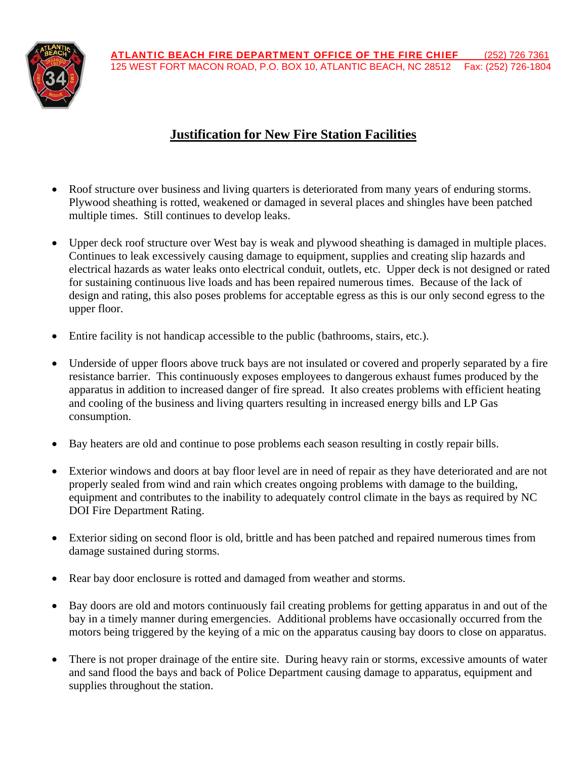**ATLANTIC BEACH FIRE DEPARTMENT OFFICE OF THE FIRE CHIEF** (252) 726 7361
125 WEST FORT MACON ROAD, P.O. BOX 10, ATLANTIC BEACH, NC 28512 Fax: (252) 726-1804

## Justification for New Fire Station Facilities

- Roof structure over business and living quarters is deteriorated from many years of enduring storms. Plywood sheathing is rotted, weakened or damaged in several places and shingles have been patched multiple times. Still continues to develop leaks.

- Upper deck roof structure over West bay is weak and plywood sheathing is damaged in multiple places. Continues to leak excessively causing damage to equipment, supplies and creating slip hazards and electrical hazards as water leaks onto electrical conduit, outlets, etc. Upper deck is not designed or rated for sustaining continuous live loads and has been repaired numerous times. Because of the lack of design and rating, this also poses problems for acceptable egress as this is our only second egress to the upper floor.

- Entire facility is not handicap accessible to the public (bathrooms, stairs, etc.).

- Underside of upper floors above truck bays are not insulated or covered and properly separated by a fire resistance barrier. This continuously exposes employees to dangerous exhaust fumes produced by the apparatus in addition to increased danger of fire spread. It also creates problems with efficient heating and cooling of the business and living quarters resulting in increased energy bills and LP Gas consumption.

- Bay heaters are old and continue to pose problems each season resulting in costly repair bills.

- Exterior windows and doors at bay floor level are in need of repair as they have deteriorated and are not properly sealed from wind and rain which creates ongoing problems with damage to the building, equipment and contributes to the inability to adequately control climate in the bays as required by NC DOI Fire Department Rating.

- Exterior siding on second floor is old, brittle and has been patched and repaired numerous times from damage sustained during storms.

- Rear bay door enclosure is rotted and damaged from weather and storms.

- Bay doors are old and motors continuously fail creating problems for getting apparatus in and out of the bay in a timely manner during emergencies. Additional problems have occasionally occurred from the motors being triggered by the keying of a mic on the apparatus causing bay doors to close on apparatus.

- There is not proper drainage of the entire site. During heavy rain or storms, excessive amounts of water and sand flood the bays and back of Police Department causing damage to apparatus, equipment and supplies throughout the station.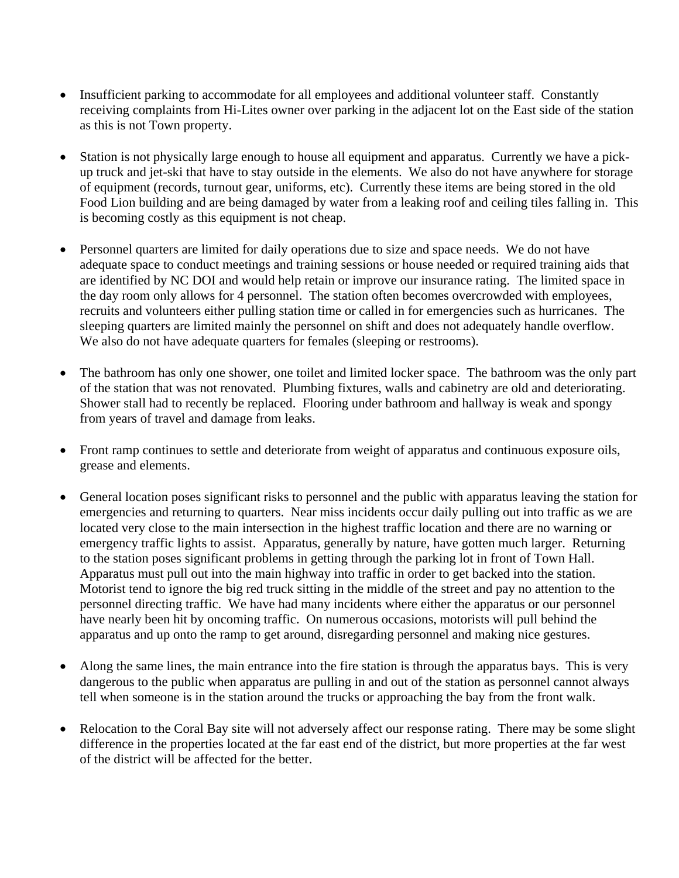- Insufficient parking to accommodate for all employees and additional volunteer staff. Constantly receiving complaints from Hi-Lites owner over parking in the adjacent lot on the East side of the station as this is not Town property.

- Station is not physically large enough to house all equipment and apparatus. Currently we have a pick-up truck and jet-ski that have to stay outside in the elements. We also do not have anywhere for storage of equipment (records, turnout gear, uniforms, etc). Currently these items are being stored in the old Food Lion building and are being damaged by water from a leaking roof and ceiling tiles falling in. This is becoming costly as this equipment is not cheap.

- Personnel quarters are limited for daily operations due to size and space needs. We do not have adequate space to conduct meetings and training sessions or house needed or required training aids that are identified by NC DOI and would help retain or improve our insurance rating. The limited space in the day room only allows for 4 personnel. The station often becomes overcrowded with employees, recruits and volunteers either pulling station time or called in for emergencies such as hurricanes. The sleeping quarters are limited mainly the personnel on shift and does not adequately handle overflow. We also do not have adequate quarters for females (sleeping or restrooms).

- The bathroom has only one shower, one toilet and limited locker space. The bathroom was the only part of the station that was not renovated. Plumbing fixtures, walls and cabinetry are old and deteriorating. Shower stall had to recently be replaced. Flooring under bathroom and hallway is weak and spongy from years of travel and damage from leaks.

- Front ramp continues to settle and deteriorate from weight of apparatus and continuous exposure oils, grease and elements.

- General location poses significant risks to personnel and the public with apparatus leaving the station for emergencies and returning to quarters. Near miss incidents occur daily pulling out into traffic as we are located very close to the main intersection in the highest traffic location and there are no warning or emergency traffic lights to assist. Apparatus, generally by nature, have gotten much larger. Returning to the station poses significant problems in getting through the parking lot in front of Town Hall. Apparatus must pull out into the main highway into traffic in order to get backed into the station. Motorist tend to ignore the big red truck sitting in the middle of the street and pay no attention to the personnel directing traffic. We have had many incidents where either the apparatus or our personnel have nearly been hit by oncoming traffic. On numerous occasions, motorists will pull behind the apparatus and up onto the ramp to get around, disregarding personnel and making nice gestures.

- Along the same lines, the main entrance into the fire station is through the apparatus bays. This is very dangerous to the public when apparatus are pulling in and out of the station as personnel cannot always tell when someone is in the station around the trucks or approaching the bay from the front walk.

- Relocation to the Coral Bay site will not adversely affect our response rating. There may be some slight difference in the properties located at the far east end of the district, but more properties at the far west of the district will be affected for the better.